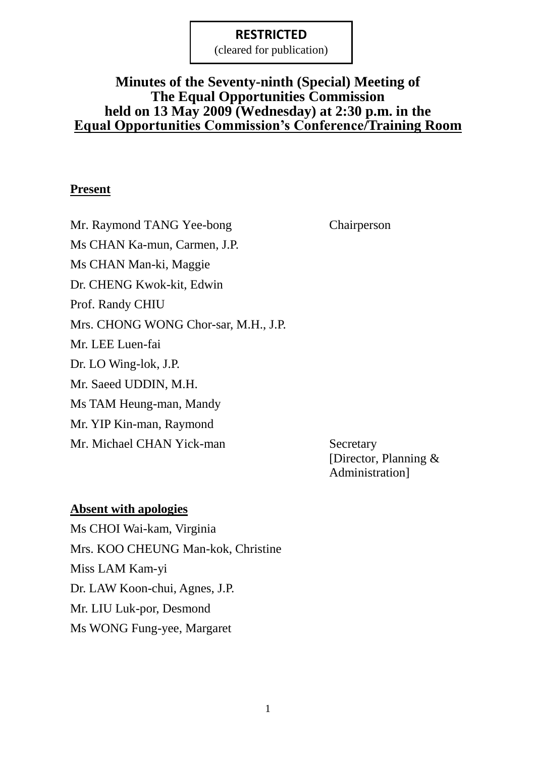**RESTRICTED**
(cleared for publication)

# Minutes of the Seventy-ninth (Special) Meeting of The Equal Opportunities Commission held on 13 May 2009 (Wednesday) at 2:30 p.m. in the Equal Opportunities Commission's Conference/Training Room

**Present**

| | |
|---|---|
| Mr. Raymond TANG Yee-bong | Chairperson |
| Ms CHAN Ka-mun, Carmen, J.P. | |
| Ms CHAN Man-ki, Maggie | |
| Dr. CHENG Kwok-kit, Edwin | |
| Prof. Randy CHIU | |
| Mrs. CHONG WONG Chor-sar, M.H., J.P. | |
| Mr. LEE Luen-fai | |
| Dr. LO Wing-lok, J.P. | |
| Mr. Saeed UDDIN, M.H. | |
| Ms TAM Heung-man, Mandy | |
| Mr. YIP Kin-man, Raymond | |
| Mr. Michael CHAN Yick-man | Secretary [Director, Planning & Administration] |

**Absent with apologies**

Ms CHOI Wai-kam, Virginia
Mrs. KOO CHEUNG Man-kok, Christine
Miss LAM Kam-yi
Dr. LAW Koon-chui, Agnes, J.P.
Mr. LIU Luk-por, Desmond
Ms WONG Fung-yee, Margaret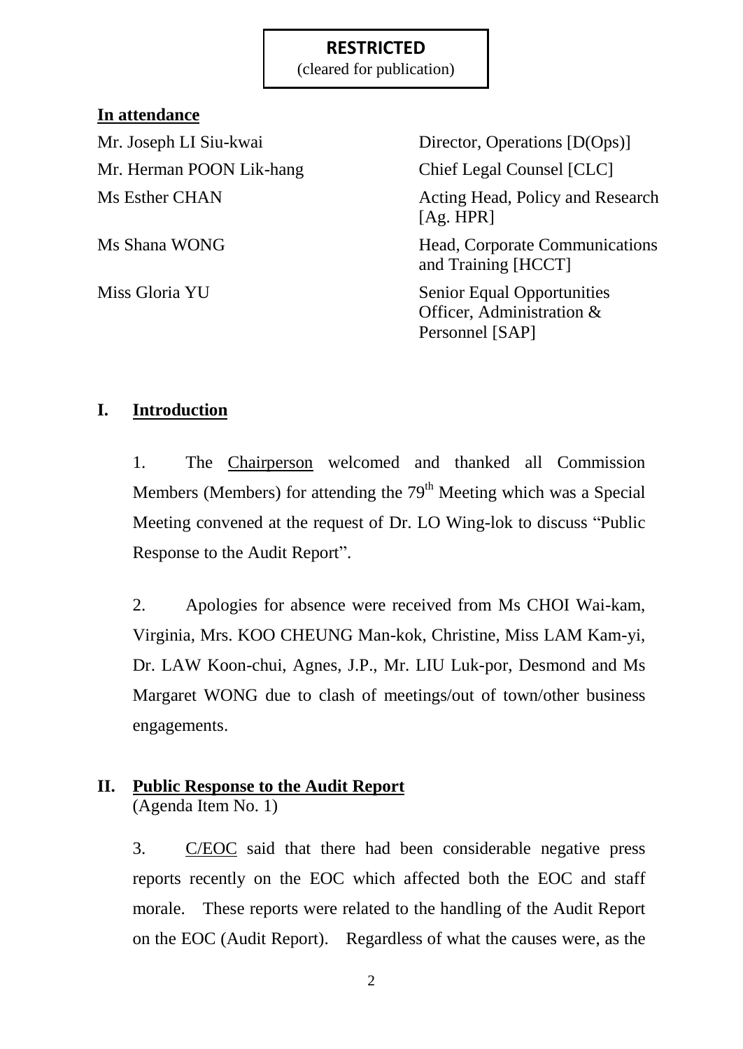**RESTRICTED**
(cleared for publication)

**In attendance**

| | |
|---|---|
| Mr. Joseph LI Siu-kwai | Director, Operations [D(Ops)] |
| Mr. Herman POON Lik-hang | Chief Legal Counsel [CLC] |
| Ms Esther CHAN | Acting Head, Policy and Research [Ag. HPR] |
| Ms Shana WONG | Head, Corporate Communications and Training [HCCT] |
| Miss Gloria YU | Senior Equal Opportunities Officer, Administration & Personnel [SAP] |

## I. Introduction

1. The Chairperson welcomed and thanked all Commission Members (Members) for attending the 79th Meeting which was a Special Meeting convened at the request of Dr. LO Wing-lok to discuss "Public Response to the Audit Report".

2. Apologies for absence were received from Ms CHOI Wai-kam, Virginia, Mrs. KOO CHEUNG Man-kok, Christine, Miss LAM Kam-yi, Dr. LAW Koon-chui, Agnes, J.P., Mr. LIU Luk-por, Desmond and Ms Margaret WONG due to clash of meetings/out of town/other business engagements.

## II. Public Response to the Audit Report

(Agenda Item No. 1)

3. C/EOC said that there had been considerable negative press reports recently on the EOC which affected both the EOC and staff morale. These reports were related to the handling of the Audit Report on the EOC (Audit Report). Regardless of what the causes were, as the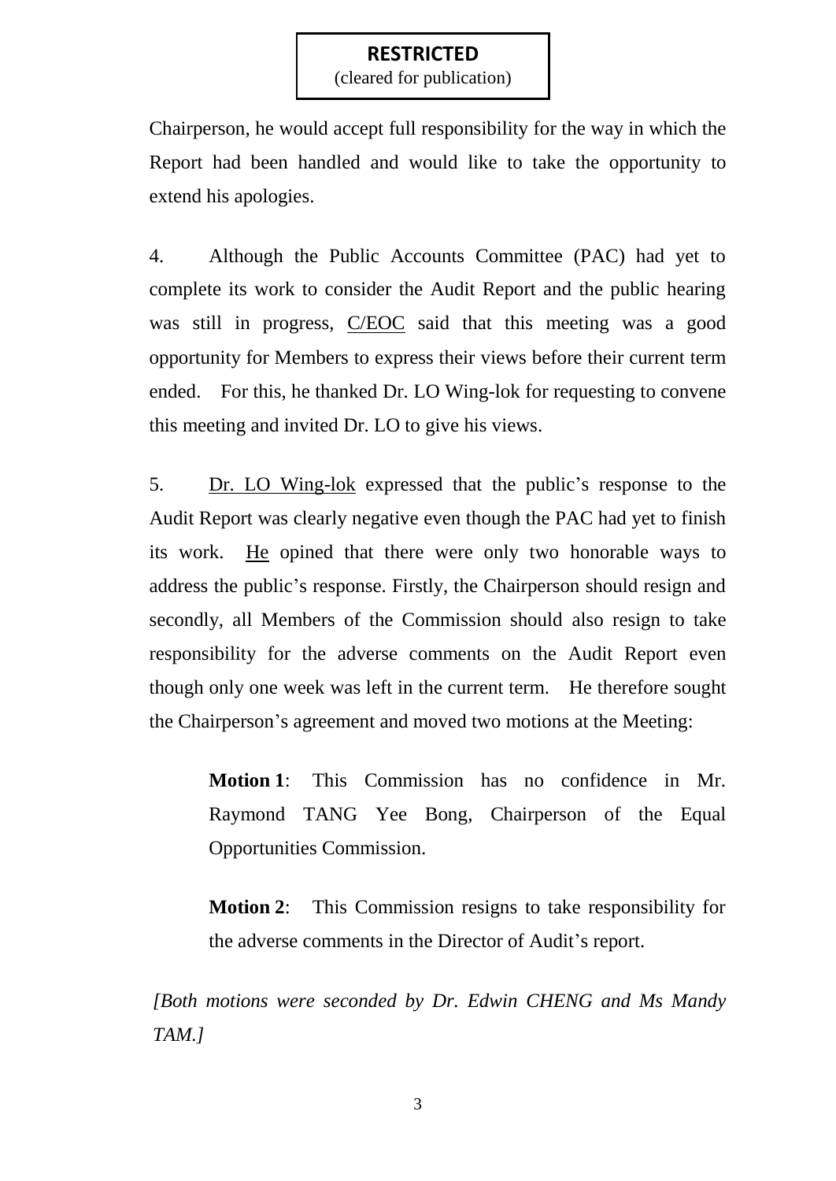**RESTRICTED**
(cleared for publication)

Chairperson, he would accept full responsibility for the way in which the Report had been handled and would like to take the opportunity to extend his apologies.

4. Although the Public Accounts Committee (PAC) had yet to complete its work to consider the Audit Report and the public hearing was still in progress, C/EOC said that this meeting was a good opportunity for Members to express their views before their current term ended. For this, he thanked Dr. LO Wing-lok for requesting to convene this meeting and invited Dr. LO to give his views.

5. Dr. LO Wing-lok expressed that the public's response to the Audit Report was clearly negative even though the PAC had yet to finish its work. He opined that there were only two honorable ways to address the public's response. Firstly, the Chairperson should resign and secondly, all Members of the Commission should also resign to take responsibility for the adverse comments on the Audit Report even though only one week was left in the current term. He therefore sought the Chairperson's agreement and moved two motions at the Meeting:

> **Motion 1**: This Commission has no confidence in Mr. Raymond TANG Yee Bong, Chairperson of the Equal Opportunities Commission.
>
> **Motion 2**: This Commission resigns to take responsibility for the adverse comments in the Director of Audit's report.

*[Both motions were seconded by Dr. Edwin CHENG and Ms Mandy TAM.]*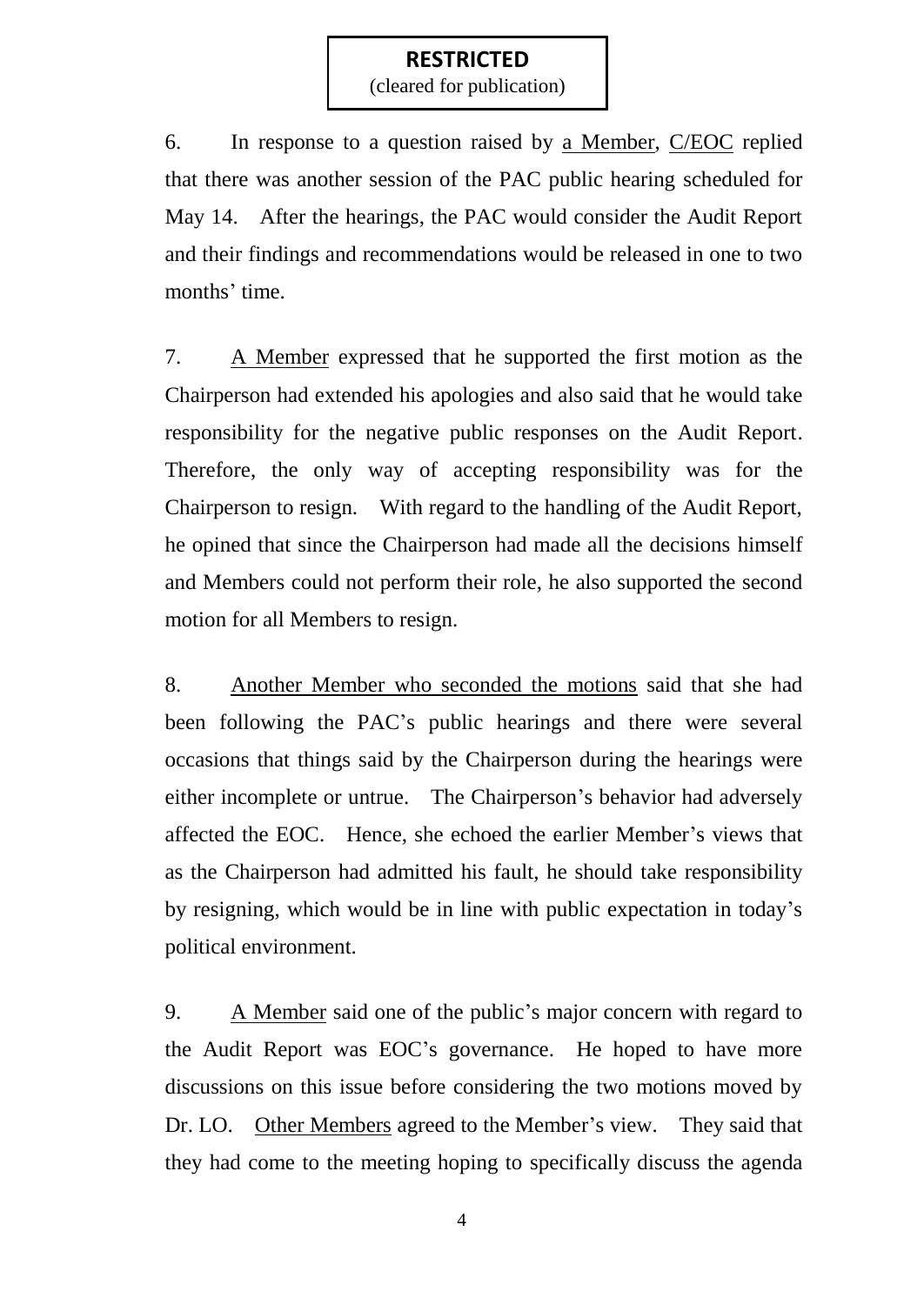**RESTRICTED**
(cleared for publication)

6. In response to a question raised by <u>a Member</u>, <u>C/EOC</u> replied that there was another session of the PAC public hearing scheduled for May 14. After the hearings, the PAC would consider the Audit Report and their findings and recommendations would be released in one to two months' time.

7. <u>A Member</u> expressed that he supported the first motion as the Chairperson had extended his apologies and also said that he would take responsibility for the negative public responses on the Audit Report. Therefore, the only way of accepting responsibility was for the Chairperson to resign. With regard to the handling of the Audit Report, he opined that since the Chairperson had made all the decisions himself and Members could not perform their role, he also supported the second motion for all Members to resign.

8. <u>Another Member who seconded the motions</u> said that she had been following the PAC's public hearings and there were several occasions that things said by the Chairperson during the hearings were either incomplete or untrue. The Chairperson's behavior had adversely affected the EOC. Hence, she echoed the earlier Member's views that as the Chairperson had admitted his fault, he should take responsibility by resigning, which would be in line with public expectation in today's political environment.

9. <u>A Member</u> said one of the public's major concern with regard to the Audit Report was EOC's governance. He hoped to have more discussions on this issue before considering the two motions moved by Dr. LO. <u>Other Members</u> agreed to the Member's view. They said that they had come to the meeting hoping to specifically discuss the agenda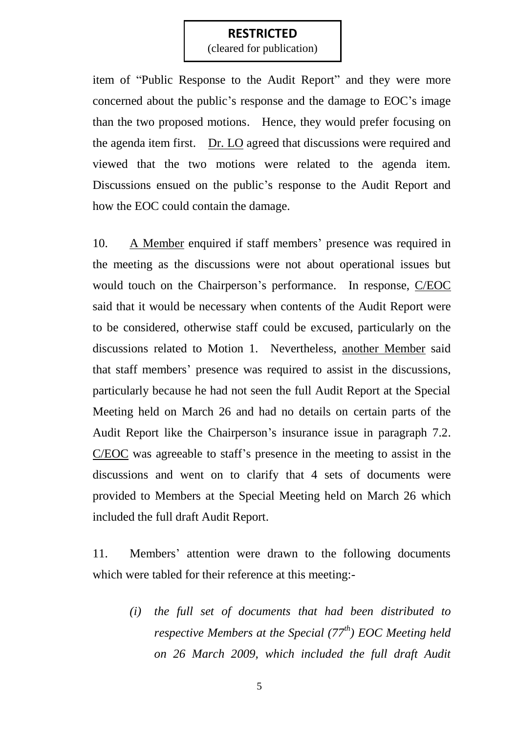item of "Public Response to the Audit Report" and they were more concerned about the public's response and the damage to EOC's image than the two proposed motions. Hence, they would prefer focusing on the agenda item first. Dr. LO agreed that discussions were required and viewed that the two motions were related to the agenda item. Discussions ensued on the public's response to the Audit Report and how the EOC could contain the damage.

10. A Member enquired if staff members' presence was required in the meeting as the discussions were not about operational issues but would touch on the Chairperson's performance. In response, C/EOC said that it would be necessary when contents of the Audit Report were to be considered, otherwise staff could be excused, particularly on the discussions related to Motion 1. Nevertheless, another Member said that staff members' presence was required to assist in the discussions, particularly because he had not seen the full Audit Report at the Special Meeting held on March 26 and had no details on certain parts of the Audit Report like the Chairperson's insurance issue in paragraph 7.2. C/EOC was agreeable to staff's presence in the meeting to assist in the discussions and went on to clarify that 4 sets of documents were provided to Members at the Special Meeting held on March 26 which included the full draft Audit Report.

11. Members' attention were drawn to the following documents which were tabled for their reference at this meeting:-

*(i) the full set of documents that had been distributed to respective Members at the Special (77th) EOC Meeting held on 26 March 2009, which included the full draft Audit*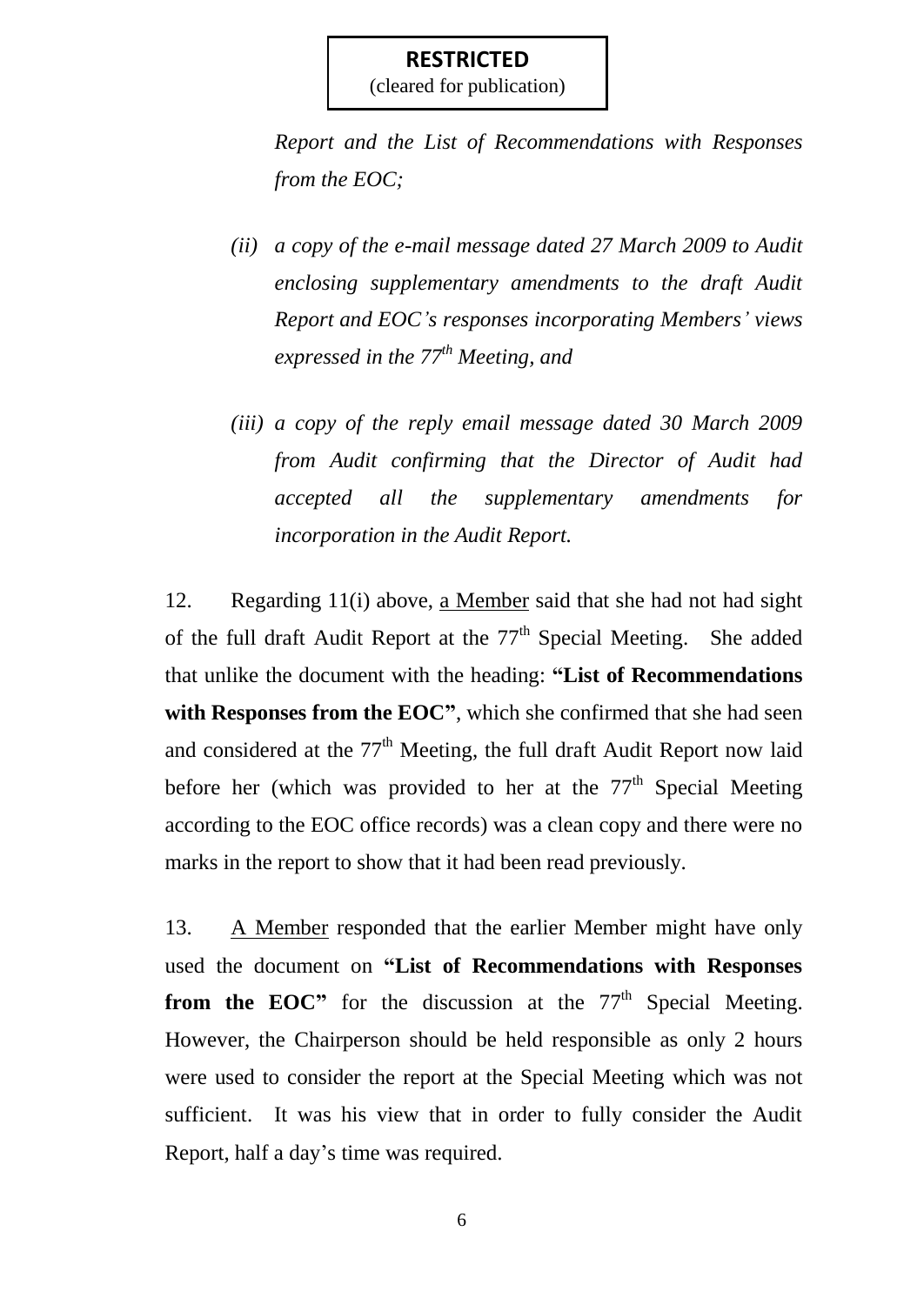**RESTRICTED**
(cleared for publication)

*Report and the List of Recommendations with Responses from the EOC;*

*(ii) a copy of the e-mail message dated 27 March 2009 to Audit enclosing supplementary amendments to the draft Audit Report and EOC's responses incorporating Members' views expressed in the 77th Meeting, and*

*(iii) a copy of the reply email message dated 30 March 2009 from Audit confirming that the Director of Audit had accepted all the supplementary amendments for incorporation in the Audit Report.*

12. Regarding 11(i) above, a Member said that she had not had sight of the full draft Audit Report at the 77th Special Meeting. She added that unlike the document with the heading: **"List of Recommendations with Responses from the EOC"**, which she confirmed that she had seen and considered at the 77th Meeting, the full draft Audit Report now laid before her (which was provided to her at the 77th Special Meeting according to the EOC office records) was a clean copy and there were no marks in the report to show that it had been read previously.

13. A Member responded that the earlier Member might have only used the document on **"List of Recommendations with Responses from the EOC"** for the discussion at the 77th Special Meeting. However, the Chairperson should be held responsible as only 2 hours were used to consider the report at the Special Meeting which was not sufficient. It was his view that in order to fully consider the Audit Report, half a day's time was required.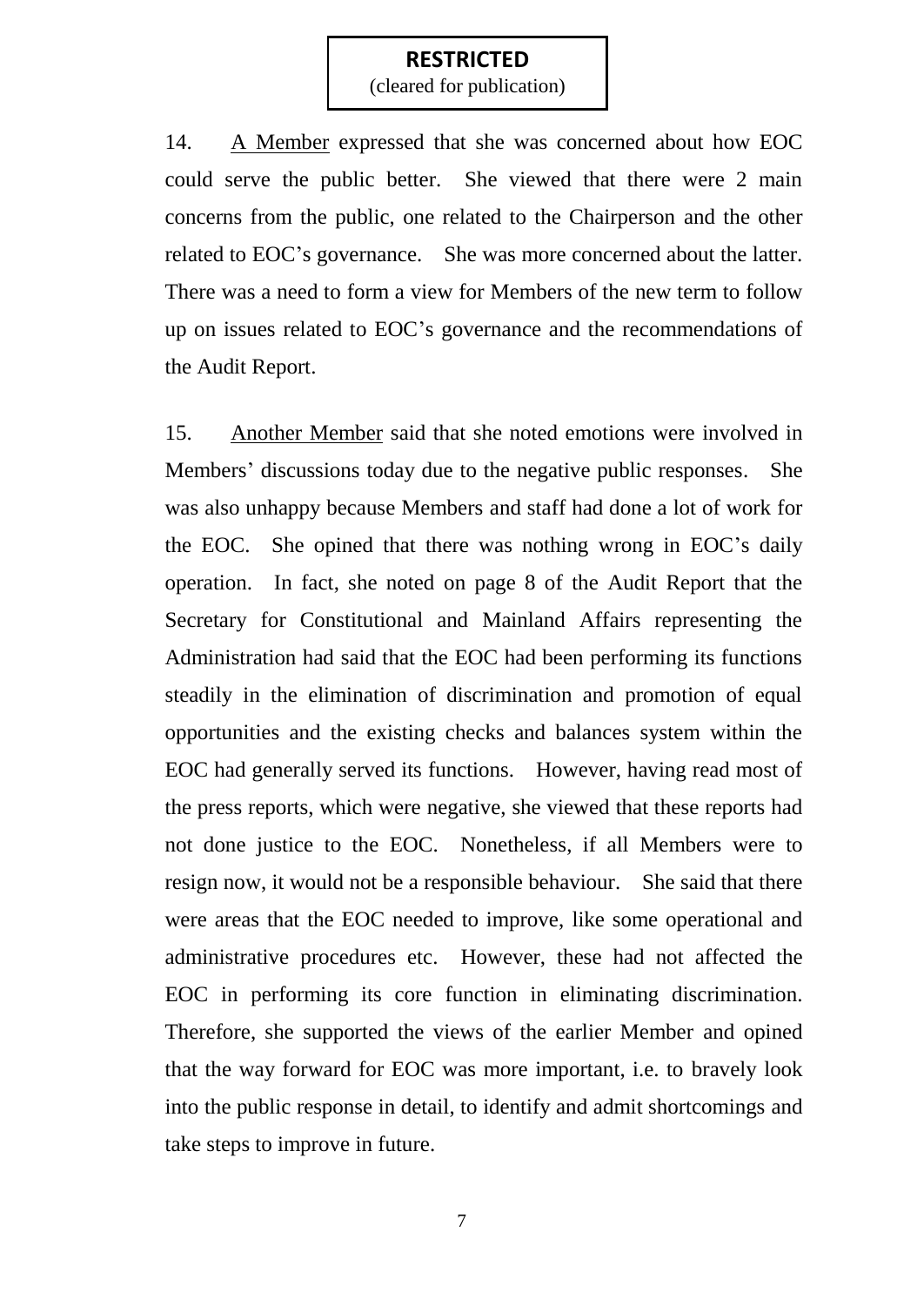**RESTRICTED**
(cleared for publication)

14. A Member expressed that she was concerned about how EOC could serve the public better. She viewed that there were 2 main concerns from the public, one related to the Chairperson and the other related to EOC's governance. She was more concerned about the latter. There was a need to form a view for Members of the new term to follow up on issues related to EOC's governance and the recommendations of the Audit Report.

15. Another Member said that she noted emotions were involved in Members' discussions today due to the negative public responses. She was also unhappy because Members and staff had done a lot of work for the EOC. She opined that there was nothing wrong in EOC's daily operation. In fact, she noted on page 8 of the Audit Report that the Secretary for Constitutional and Mainland Affairs representing the Administration had said that the EOC had been performing its functions steadily in the elimination of discrimination and promotion of equal opportunities and the existing checks and balances system within the EOC had generally served its functions. However, having read most of the press reports, which were negative, she viewed that these reports had not done justice to the EOC. Nonetheless, if all Members were to resign now, it would not be a responsible behaviour. She said that there were areas that the EOC needed to improve, like some operational and administrative procedures etc. However, these had not affected the EOC in performing its core function in eliminating discrimination. Therefore, she supported the views of the earlier Member and opined that the way forward for EOC was more important, i.e. to bravely look into the public response in detail, to identify and admit shortcomings and take steps to improve in future.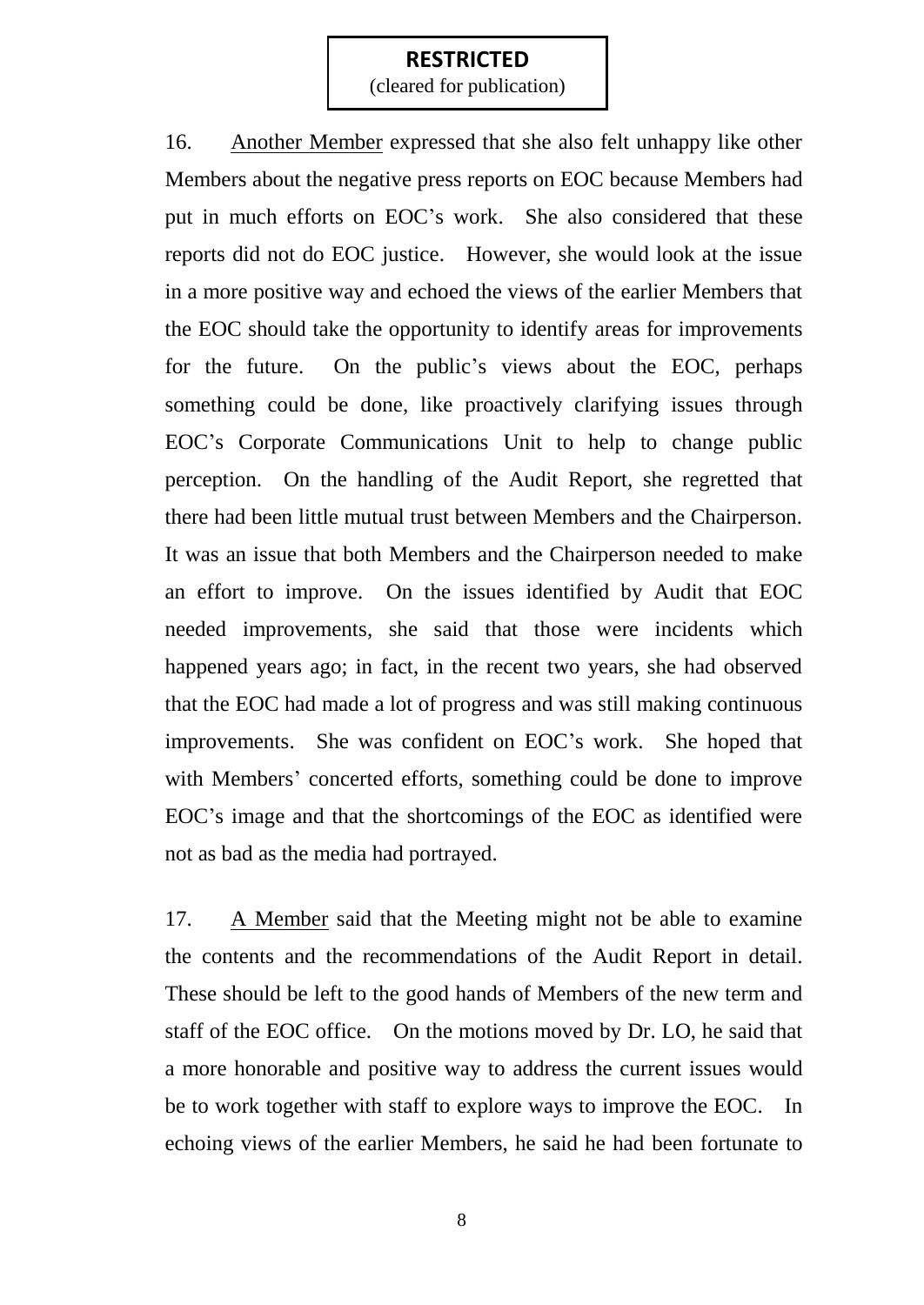**RESTRICTED**
(cleared for publication)

16. Another Member expressed that she also felt unhappy like other Members about the negative press reports on EOC because Members had put in much efforts on EOC's work. She also considered that these reports did not do EOC justice. However, she would look at the issue in a more positive way and echoed the views of the earlier Members that the EOC should take the opportunity to identify areas for improvements for the future. On the public's views about the EOC, perhaps something could be done, like proactively clarifying issues through EOC's Corporate Communications Unit to help to change public perception. On the handling of the Audit Report, she regretted that there had been little mutual trust between Members and the Chairperson. It was an issue that both Members and the Chairperson needed to make an effort to improve. On the issues identified by Audit that EOC needed improvements, she said that those were incidents which happened years ago; in fact, in the recent two years, she had observed that the EOC had made a lot of progress and was still making continuous improvements. She was confident on EOC's work. She hoped that with Members' concerted efforts, something could be done to improve EOC's image and that the shortcomings of the EOC as identified were not as bad as the media had portrayed.

17. A Member said that the Meeting might not be able to examine the contents and the recommendations of the Audit Report in detail. These should be left to the good hands of Members of the new term and staff of the EOC office. On the motions moved by Dr. LO, he said that a more honorable and positive way to address the current issues would be to work together with staff to explore ways to improve the EOC. In echoing views of the earlier Members, he said he had been fortunate to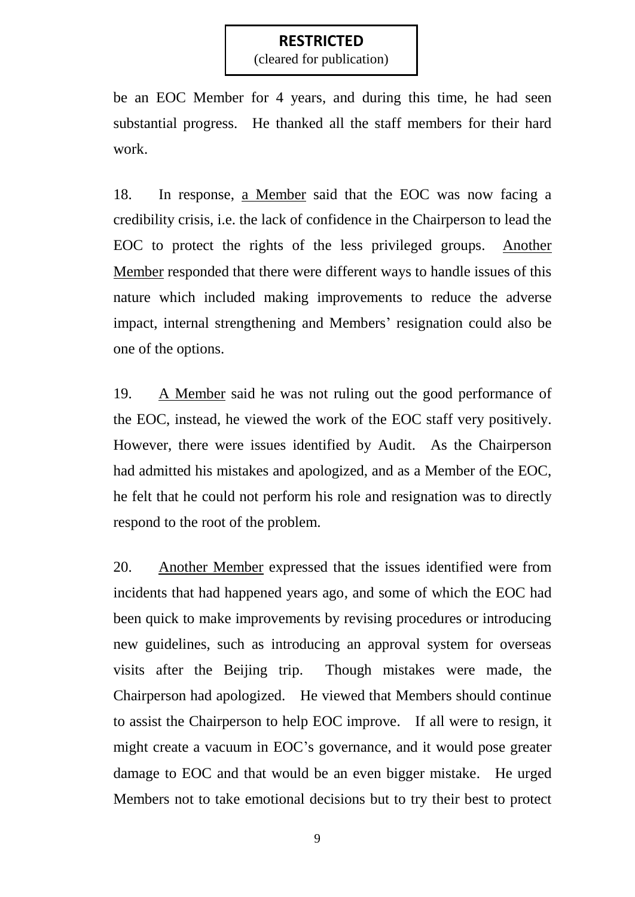**RESTRICTED**
(cleared for publication)

be an EOC Member for 4 years, and during this time, he had seen substantial progress. He thanked all the staff members for their hard work.

18. In response, a Member said that the EOC was now facing a credibility crisis, i.e. the lack of confidence in the Chairperson to lead the EOC to protect the rights of the less privileged groups. Another Member responded that there were different ways to handle issues of this nature which included making improvements to reduce the adverse impact, internal strengthening and Members' resignation could also be one of the options.

19. A Member said he was not ruling out the good performance of the EOC, instead, he viewed the work of the EOC staff very positively. However, there were issues identified by Audit. As the Chairperson had admitted his mistakes and apologized, and as a Member of the EOC, he felt that he could not perform his role and resignation was to directly respond to the root of the problem.

20. Another Member expressed that the issues identified were from incidents that had happened years ago, and some of which the EOC had been quick to make improvements by revising procedures or introducing new guidelines, such as introducing an approval system for overseas visits after the Beijing trip. Though mistakes were made, the Chairperson had apologized. He viewed that Members should continue to assist the Chairperson to help EOC improve. If all were to resign, it might create a vacuum in EOC's governance, and it would pose greater damage to EOC and that would be an even bigger mistake. He urged Members not to take emotional decisions but to try their best to protect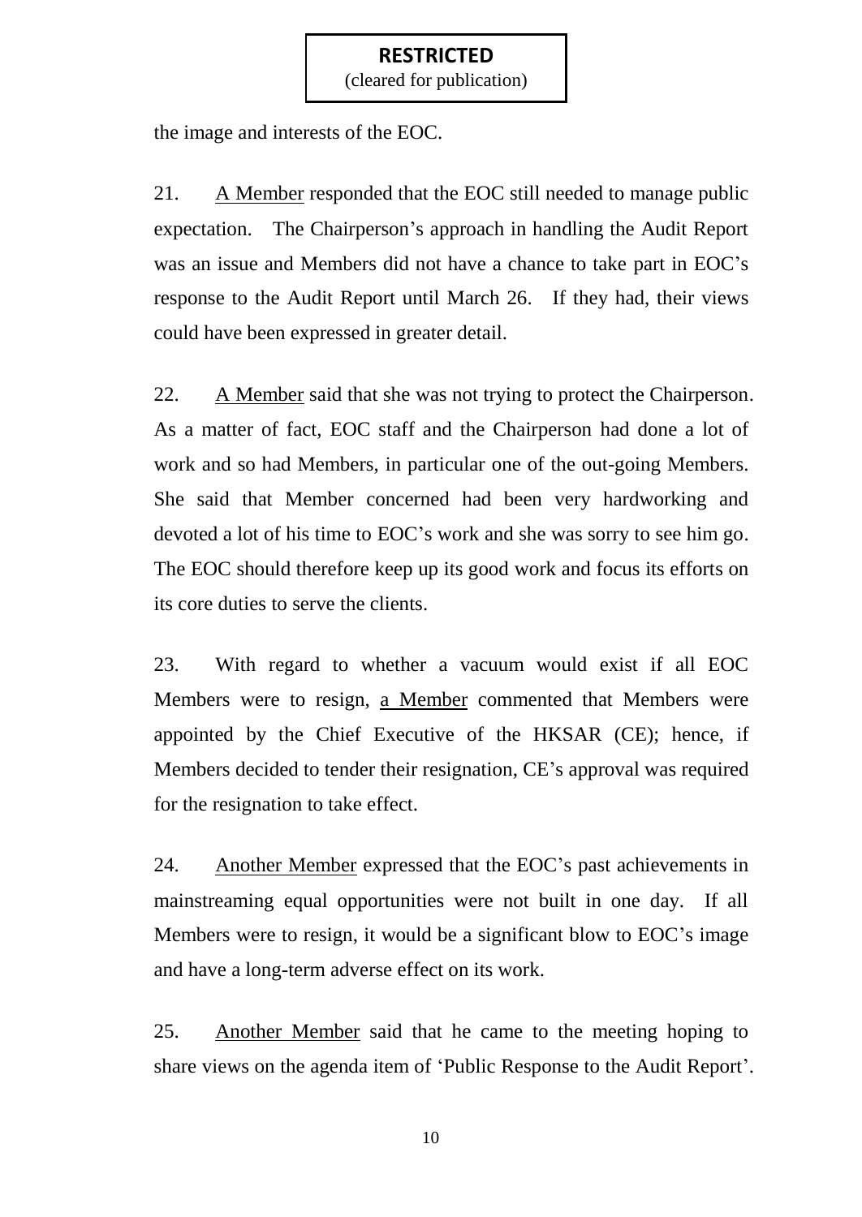**RESTRICTED**
(cleared for publication)

the image and interests of the EOC.

21. A Member responded that the EOC still needed to manage public expectation. The Chairperson's approach in handling the Audit Report was an issue and Members did not have a chance to take part in EOC's response to the Audit Report until March 26. If they had, their views could have been expressed in greater detail.

22. A Member said that she was not trying to protect the Chairperson. As a matter of fact, EOC staff and the Chairperson had done a lot of work and so had Members, in particular one of the out-going Members. She said that Member concerned had been very hardworking and devoted a lot of his time to EOC's work and she was sorry to see him go. The EOC should therefore keep up its good work and focus its efforts on its core duties to serve the clients.

23. With regard to whether a vacuum would exist if all EOC Members were to resign, a Member commented that Members were appointed by the Chief Executive of the HKSAR (CE); hence, if Members decided to tender their resignation, CE's approval was required for the resignation to take effect.

24. Another Member expressed that the EOC's past achievements in mainstreaming equal opportunities were not built in one day. If all Members were to resign, it would be a significant blow to EOC's image and have a long-term adverse effect on its work.

25. Another Member said that he came to the meeting hoping to share views on the agenda item of 'Public Response to the Audit Report'.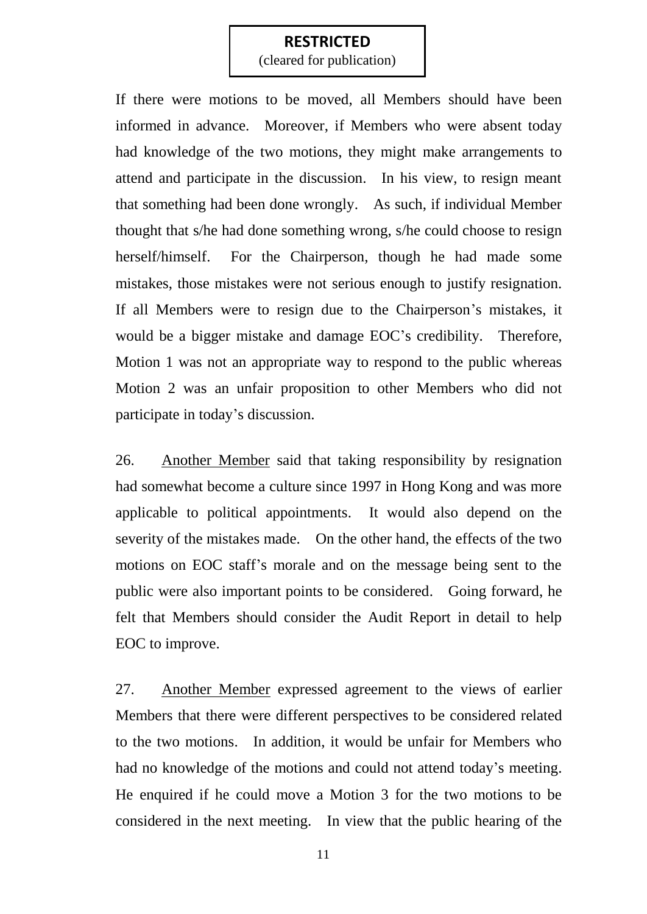If there were motions to be moved, all Members should have been informed in advance. Moreover, if Members who were absent today had knowledge of the two motions, they might make arrangements to attend and participate in the discussion. In his view, to resign meant that something had been done wrongly. As such, if individual Member thought that s/he had done something wrong, s/he could choose to resign herself/himself. For the Chairperson, though he had made some mistakes, those mistakes were not serious enough to justify resignation. If all Members were to resign due to the Chairperson's mistakes, it would be a bigger mistake and damage EOC's credibility. Therefore, Motion 1 was not an appropriate way to respond to the public whereas Motion 2 was an unfair proposition to other Members who did not participate in today's discussion.

26. Another Member said that taking responsibility by resignation had somewhat become a culture since 1997 in Hong Kong and was more applicable to political appointments. It would also depend on the severity of the mistakes made. On the other hand, the effects of the two motions on EOC staff's morale and on the message being sent to the public were also important points to be considered. Going forward, he felt that Members should consider the Audit Report in detail to help EOC to improve.

27. Another Member expressed agreement to the views of earlier Members that there were different perspectives to be considered related to the two motions. In addition, it would be unfair for Members who had no knowledge of the motions and could not attend today's meeting. He enquired if he could move a Motion 3 for the two motions to be considered in the next meeting. In view that the public hearing of the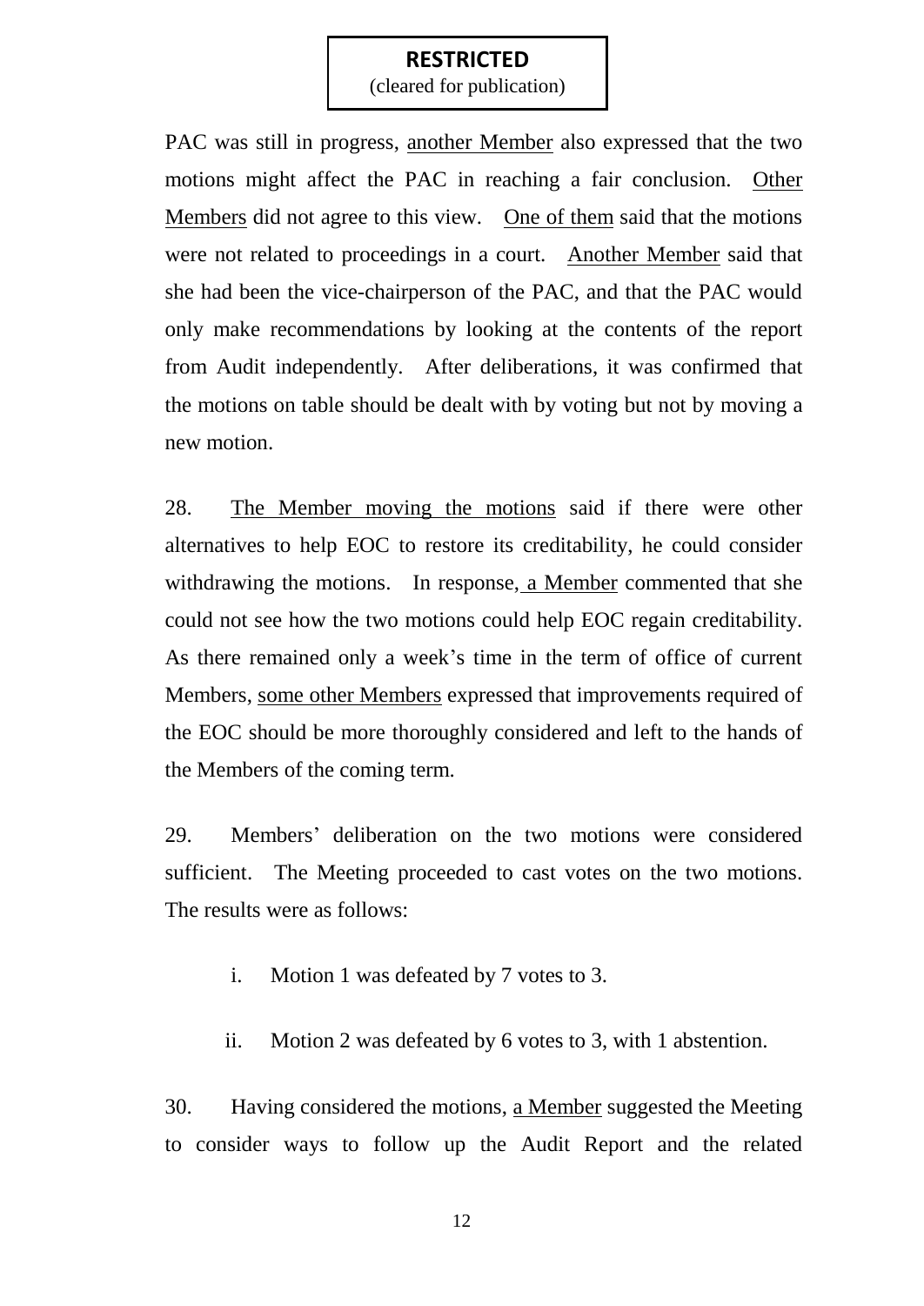PAC was still in progress, another Member also expressed that the two motions might affect the PAC in reaching a fair conclusion. Other Members did not agree to this view. One of them said that the motions were not related to proceedings in a court. Another Member said that she had been the vice-chairperson of the PAC, and that the PAC would only make recommendations by looking at the contents of the report from Audit independently. After deliberations, it was confirmed that the motions on table should be dealt with by voting but not by moving a new motion.

28. The Member moving the motions said if there were other alternatives to help EOC to restore its creditability, he could consider withdrawing the motions. In response, a Member commented that she could not see how the two motions could help EOC regain creditability. As there remained only a week's time in the term of office of current Members, some other Members expressed that improvements required of the EOC should be more thoroughly considered and left to the hands of the Members of the coming term.

29. Members' deliberation on the two motions were considered sufficient. The Meeting proceeded to cast votes on the two motions. The results were as follows:

i. Motion 1 was defeated by 7 votes to 3.

ii. Motion 2 was defeated by 6 votes to 3, with 1 abstention.

30. Having considered the motions, a Member suggested the Meeting to consider ways to follow up the Audit Report and the related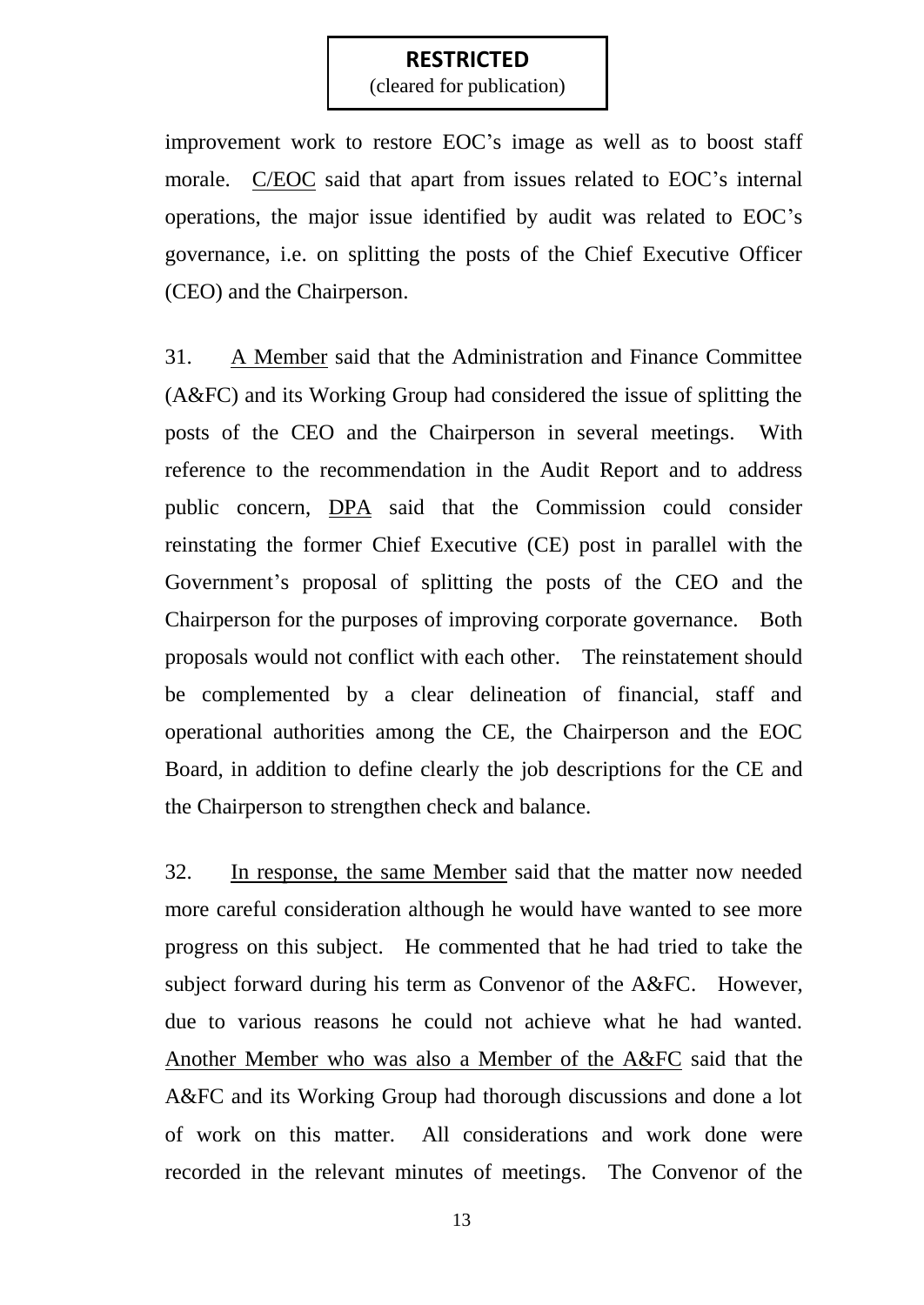improvement work to restore EOC's image as well as to boost staff morale. <u>C/EOC</u> said that apart from issues related to EOC's internal operations, the major issue identified by audit was related to EOC's governance, i.e. on splitting the posts of the Chief Executive Officer (CEO) and the Chairperson.

31. <u>A Member</u> said that the Administration and Finance Committee (A&FC) and its Working Group had considered the issue of splitting the posts of the CEO and the Chairperson in several meetings. With reference to the recommendation in the Audit Report and to address public concern, <u>DPA</u> said that the Commission could consider reinstating the former Chief Executive (CE) post in parallel with the Government's proposal of splitting the posts of the CEO and the Chairperson for the purposes of improving corporate governance. Both proposals would not conflict with each other. The reinstatement should be complemented by a clear delineation of financial, staff and operational authorities among the CE, the Chairperson and the EOC Board, in addition to define clearly the job descriptions for the CE and the Chairperson to strengthen check and balance.

32. <u>In response, the same Member</u> said that the matter now needed more careful consideration although he would have wanted to see more progress on this subject. He commented that he had tried to take the subject forward during his term as Convenor of the A&FC. However, due to various reasons he could not achieve what he had wanted. <u>Another Member who was also a Member of the A&FC</u> said that the A&FC and its Working Group had thorough discussions and done a lot of work on this matter. All considerations and work done were recorded in the relevant minutes of meetings. The Convenor of the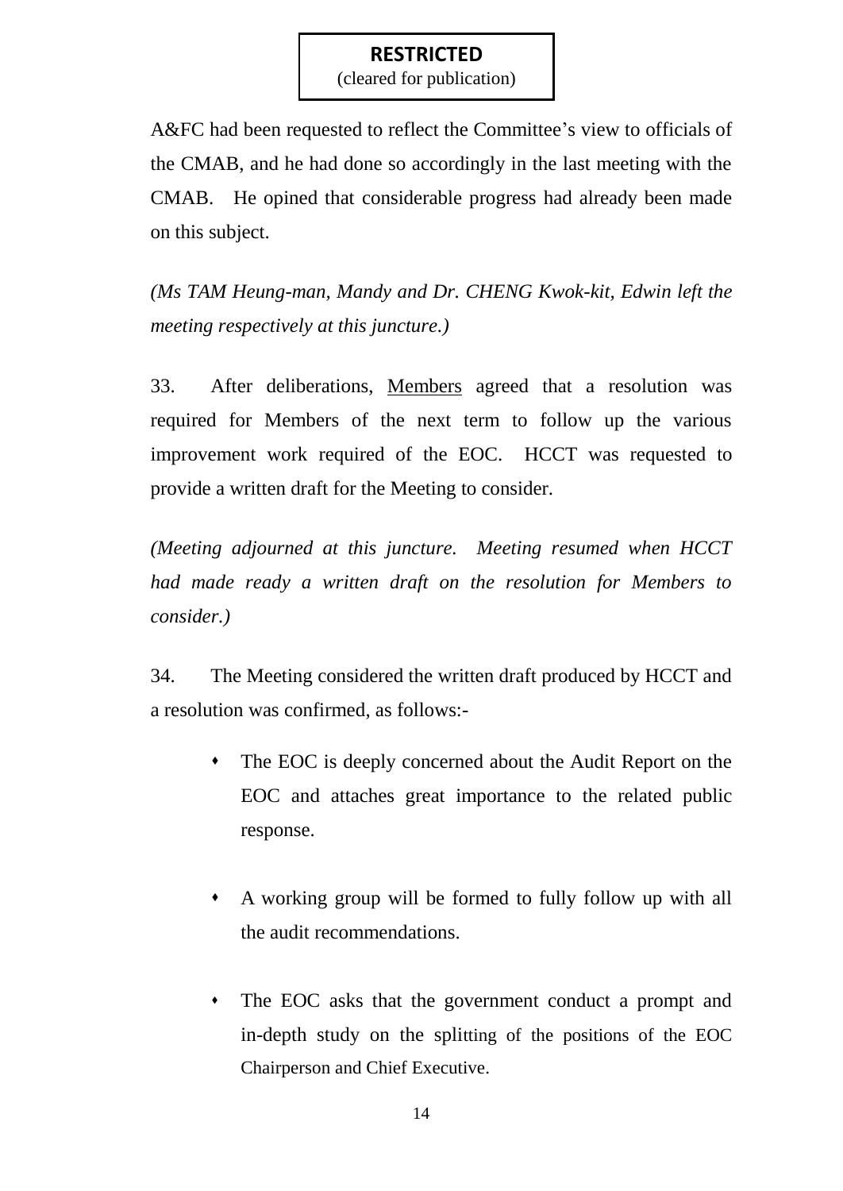**RESTRICTED**
(cleared for publication)

A&FC had been requested to reflect the Committee's view to officials of the CMAB, and he had done so accordingly in the last meeting with the CMAB. He opined that considerable progress had already been made on this subject.

*(Ms TAM Heung-man, Mandy and Dr. CHENG Kwok-kit, Edwin left the meeting respectively at this juncture.)*

33. After deliberations, Members agreed that a resolution was required for Members of the next term to follow up the various improvement work required of the EOC. HCCT was requested to provide a written draft for the Meeting to consider.

*(Meeting adjourned at this juncture. Meeting resumed when HCCT had made ready a written draft on the resolution for Members to consider.)*

34. The Meeting considered the written draft produced by HCCT and a resolution was confirmed, as follows:-

- The EOC is deeply concerned about the Audit Report on the EOC and attaches great importance to the related public response.

- A working group will be formed to fully follow up with all the audit recommendations.

- The EOC asks that the government conduct a prompt and in-depth study on the splitting of the positions of the EOC Chairperson and Chief Executive.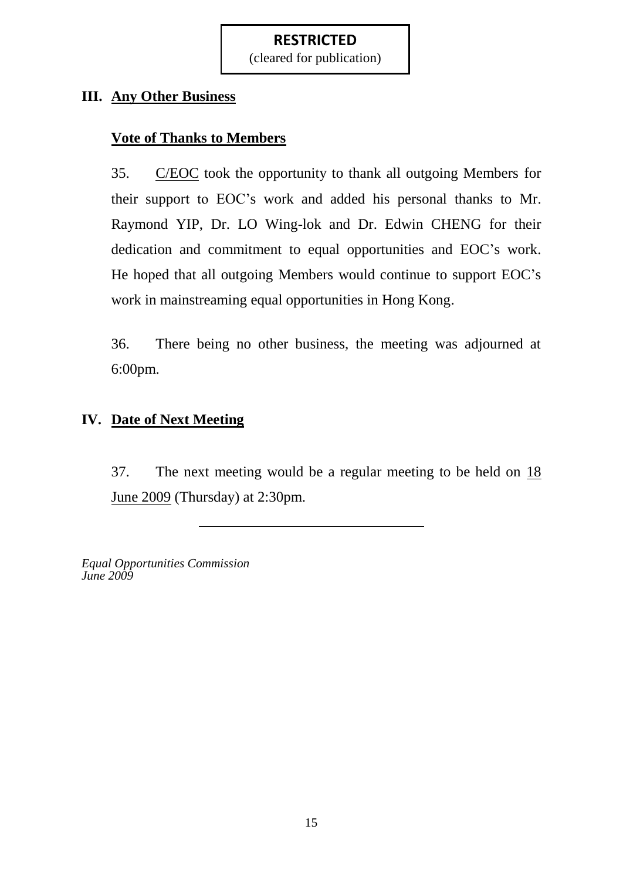**RESTRICTED**
(cleared for publication)

## III. Any Other Business

### Vote of Thanks to Members

35. C/EOC took the opportunity to thank all outgoing Members for their support to EOC's work and added his personal thanks to Mr. Raymond YIP, Dr. LO Wing-lok and Dr. Edwin CHENG for their dedication and commitment to equal opportunities and EOC's work. He hoped that all outgoing Members would continue to support EOC's work in mainstreaming equal opportunities in Hong Kong.

36. There being no other business, the meeting was adjourned at 6:00pm.

## IV. Date of Next Meeting

37. The next meeting would be a regular meeting to be held on 18 June 2009 (Thursday) at 2:30pm.

---

*Equal Opportunities Commission*
*June 2009*